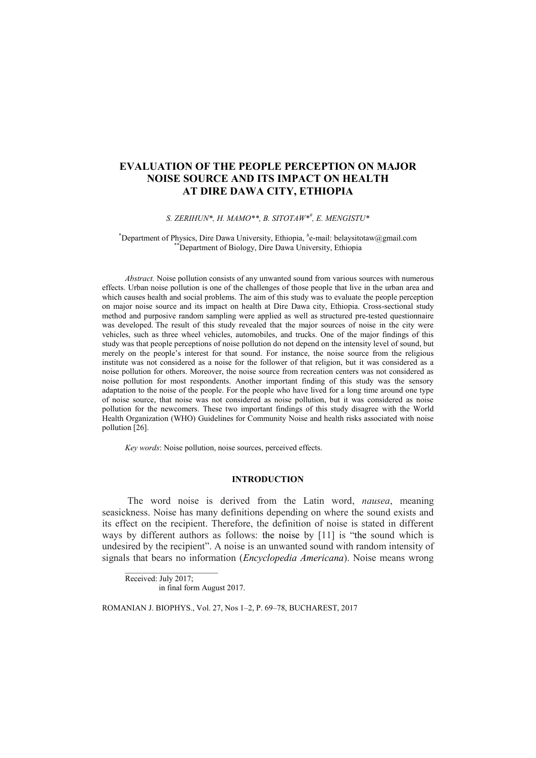# EVALUATION OF THE PEOPLE PERCEPTION ON MAJOR NOISE SOURCE AND ITS IMPACT ON HEALTH AT DIRE DAWA CITY, ETHIOPIA

*S. ZERIHUN\*, H. MAMO\*\*, B. SITOTAW\*#, E. MENGISTU\**

\*Department of Physics, Dire Dawa University, Ethiopia, #e-mail: belaysitotaw@gmail.com
\*\*Department of Biology, Dire Dawa University, Ethiopia

*Abstract.* Noise pollution consists of any unwanted sound from various sources with numerous effects. Urban noise pollution is one of the challenges of those people that live in the urban area and which causes health and social problems. The aim of this study was to evaluate the people perception on major noise source and its impact on health at Dire Dawa city, Ethiopia. Cross-sectional study method and purposive random sampling were applied as well as structured pre-tested questionnaire was developed. The result of this study revealed that the major sources of noise in the city were vehicles, such as three wheel vehicles, automobiles, and trucks. One of the major findings of this study was that people perceptions of noise pollution do not depend on the intensity level of sound, but merely on the people's interest for that sound. For instance, the noise source from the religious institute was not considered as a noise for the follower of that religion, but it was considered as a noise pollution for others. Moreover, the noise source from recreation centers was not considered as noise pollution for most respondents. Another important finding of this study was the sensory adaptation to the noise of the people. For the people who have lived for a long time around one type of noise source, that noise was not considered as noise pollution, but it was considered as noise pollution for the newcomers. These two important findings of this study disagree with the World Health Organization (WHO) Guidelines for Community Noise and health risks associated with noise pollution [26].

*Key words*: Noise pollution, noise sources, perceived effects.

## INTRODUCTION

The word noise is derived from the Latin word, *nausea*, meaning seasickness. Noise has many definitions depending on where the sound exists and its effect on the recipient. Therefore, the definition of noise is stated in different ways by different authors as follows: the noise by [11] is "the sound which is undesired by the recipient". A noise is an unwanted sound with random intensity of signals that bears no information (*Encyclopedia Americana*). Noise means wrong

Received: July 2017;
in final form August 2017.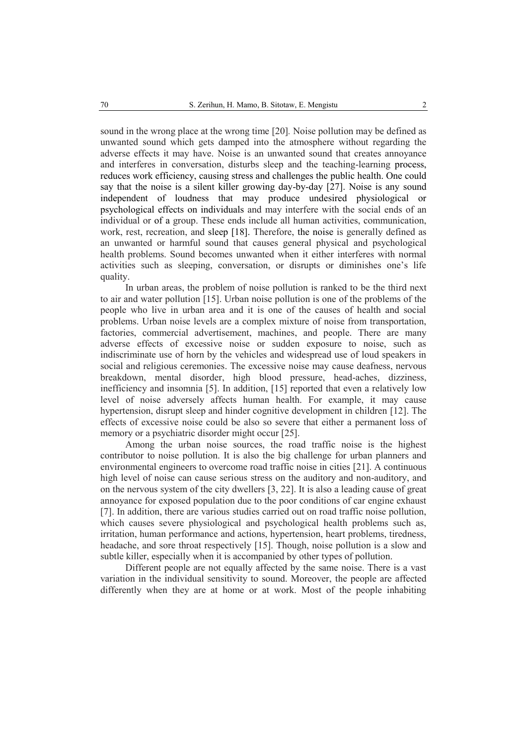sound in the wrong place at the wrong time [20]. Noise pollution may be defined as unwanted sound which gets damped into the atmosphere without regarding the adverse effects it may have. Noise is an unwanted sound that creates annoyance and interferes in conversation, disturbs sleep and the teaching-learning process, reduces work efficiency, causing stress and challenges the public health. One could say that the noise is a silent killer growing day-by-day [27]. Noise is any sound independent of loudness that may produce undesired physiological or psychological effects on individuals and may interfere with the social ends of an individual or of a group. These ends include all human activities, communication, work, rest, recreation, and sleep [18]. Therefore, the noise is generally defined as an unwanted or harmful sound that causes general physical and psychological health problems. Sound becomes unwanted when it either interferes with normal activities such as sleeping, conversation, or disrupts or diminishes one's life quality.

In urban areas, the problem of noise pollution is ranked to be the third next to air and water pollution [15]. Urban noise pollution is one of the problems of the people who live in urban area and it is one of the causes of health and social problems. Urban noise levels are a complex mixture of noise from transportation, factories, commercial advertisement, machines, and people. There are many adverse effects of excessive noise or sudden exposure to noise, such as indiscriminate use of horn by the vehicles and widespread use of loud speakers in social and religious ceremonies. The excessive noise may cause deafness, nervous breakdown, mental disorder, high blood pressure, head-aches, dizziness, inefficiency and insomnia [5]. In addition, [15] reported that even a relatively low level of noise adversely affects human health. For example, it may cause hypertension, disrupt sleep and hinder cognitive development in children [12]. The effects of excessive noise could be also so severe that either a permanent loss of memory or a psychiatric disorder might occur [25].

Among the urban noise sources, the road traffic noise is the highest contributor to noise pollution. It is also the big challenge for urban planners and environmental engineers to overcome road traffic noise in cities [21]. A continuous high level of noise can cause serious stress on the auditory and non-auditory, and on the nervous system of the city dwellers [3, 22]. It is also a leading cause of great annoyance for exposed population due to the poor conditions of car engine exhaust [7]. In addition, there are various studies carried out on road traffic noise pollution, which causes severe physiological and psychological health problems such as, irritation, human performance and actions, hypertension, heart problems, tiredness, headache, and sore throat respectively [15]. Though, noise pollution is a slow and subtle killer, especially when it is accompanied by other types of pollution.

Different people are not equally affected by the same noise. There is a vast variation in the individual sensitivity to sound. Moreover, the people are affected differently when they are at home or at work. Most of the people inhabiting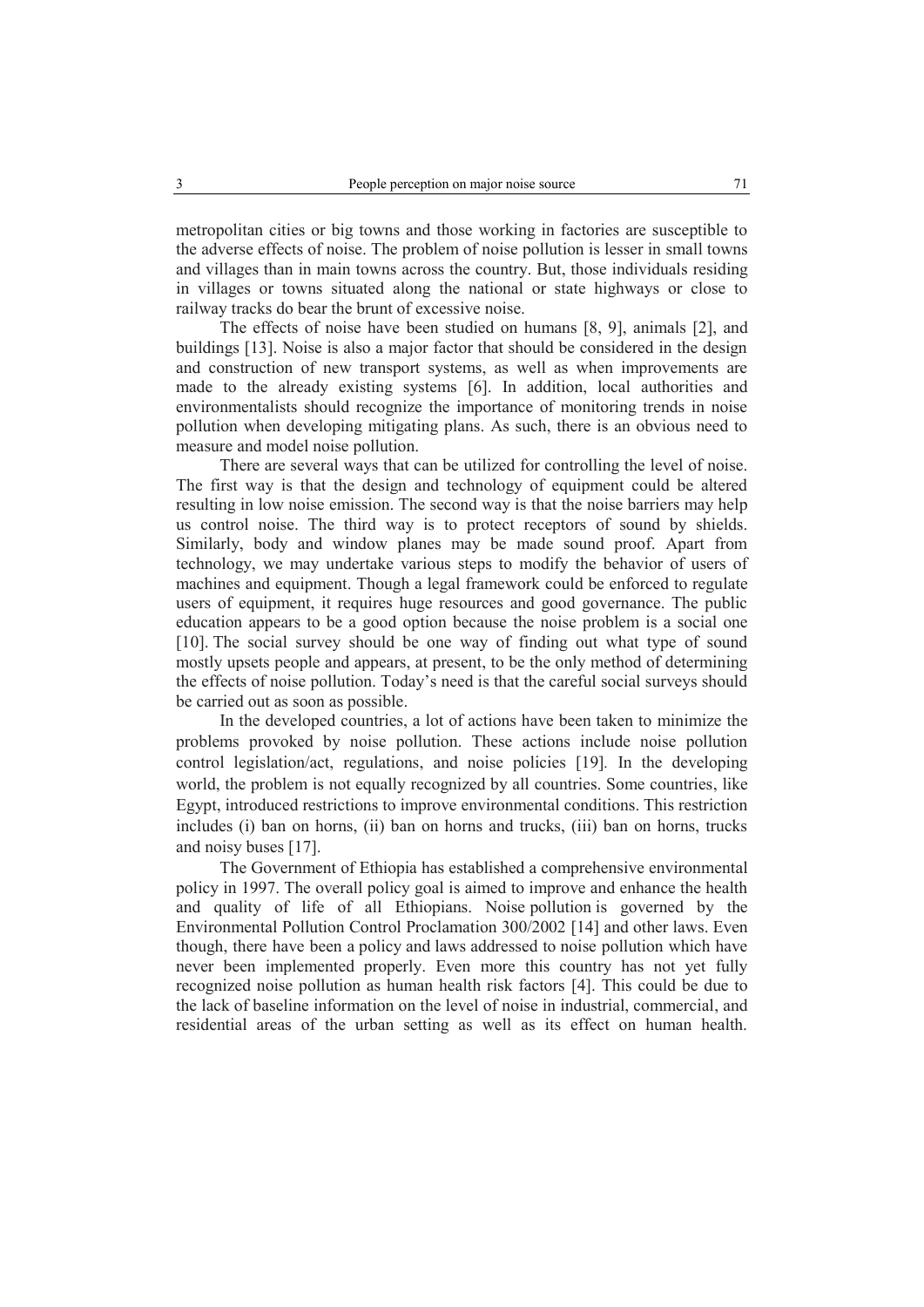metropolitan cities or big towns and those working in factories are susceptible to the adverse effects of noise. The problem of noise pollution is lesser in small towns and villages than in main towns across the country. But, those individuals residing in villages or towns situated along the national or state highways or close to railway tracks do bear the brunt of excessive noise.

The effects of noise have been studied on humans [8, 9], animals [2], and buildings [13]. Noise is also a major factor that should be considered in the design and construction of new transport systems, as well as when improvements are made to the already existing systems [6]. In addition, local authorities and environmentalists should recognize the importance of monitoring trends in noise pollution when developing mitigating plans. As such, there is an obvious need to measure and model noise pollution.

There are several ways that can be utilized for controlling the level of noise. The first way is that the design and technology of equipment could be altered resulting in low noise emission. The second way is that the noise barriers may help us control noise. The third way is to protect receptors of sound by shields. Similarly, body and window planes may be made sound proof. Apart from technology, we may undertake various steps to modify the behavior of users of machines and equipment. Though a legal framework could be enforced to regulate users of equipment, it requires huge resources and good governance. The public education appears to be a good option because the noise problem is a social one [10]. The social survey should be one way of finding out what type of sound mostly upsets people and appears, at present, to be the only method of determining the effects of noise pollution. Today's need is that the careful social surveys should be carried out as soon as possible.

In the developed countries, a lot of actions have been taken to minimize the problems provoked by noise pollution. These actions include noise pollution control legislation/act, regulations, and noise policies [19]. In the developing world, the problem is not equally recognized by all countries. Some countries, like Egypt, introduced restrictions to improve environmental conditions. This restriction includes (i) ban on horns, (ii) ban on horns and trucks, (iii) ban on horns, trucks and noisy buses [17].

The Government of Ethiopia has established a comprehensive environmental policy in 1997. The overall policy goal is aimed to improve and enhance the health and quality of life of all Ethiopians. Noise pollution is governed by the Environmental Pollution Control Proclamation 300/2002 [14] and other laws. Even though, there have been a policy and laws addressed to noise pollution which have never been implemented properly. Even more this country has not yet fully recognized noise pollution as human health risk factors [4]. This could be due to the lack of baseline information on the level of noise in industrial, commercial, and residential areas of the urban setting as well as its effect on human health.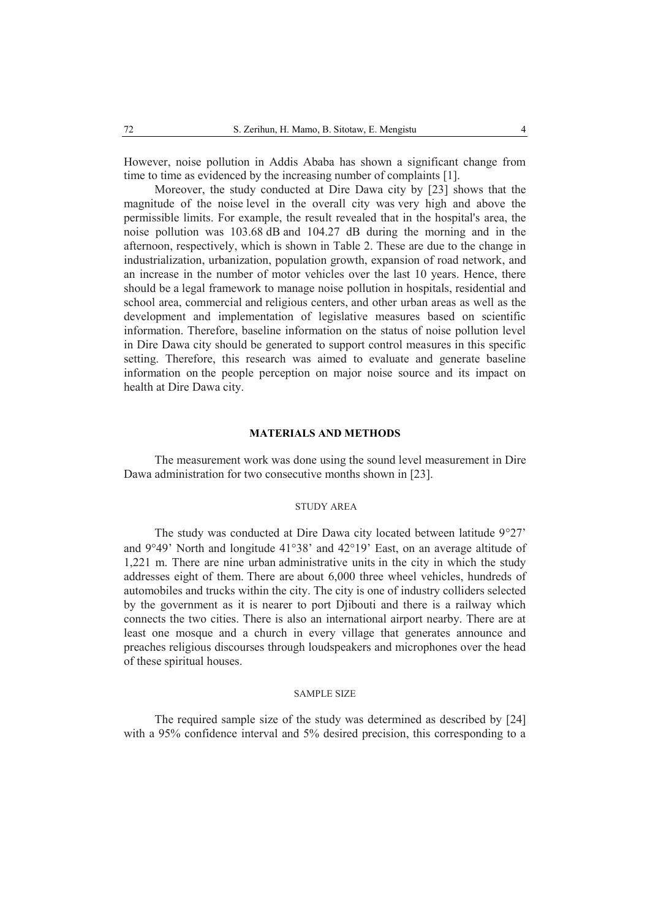However, noise pollution in Addis Ababa has shown a significant change from time to time as evidenced by the increasing number of complaints [1].

Moreover, the study conducted at Dire Dawa city by [23] shows that the magnitude of the noise level in the overall city was very high and above the permissible limits. For example, the result revealed that in the hospital's area, the noise pollution was 103.68 dB and 104.27 dB during the morning and in the afternoon, respectively, which is shown in Table 2. These are due to the change in industrialization, urbanization, population growth, expansion of road network, and an increase in the number of motor vehicles over the last 10 years. Hence, there should be a legal framework to manage noise pollution in hospitals, residential and school area, commercial and religious centers, and other urban areas as well as the development and implementation of legislative measures based on scientific information. Therefore, baseline information on the status of noise pollution level in Dire Dawa city should be generated to support control measures in this specific setting. Therefore, this research was aimed to evaluate and generate baseline information on the people perception on major noise source and its impact on health at Dire Dawa city.

## MATERIALS AND METHODS

The measurement work was done using the sound level measurement in Dire Dawa administration for two consecutive months shown in [23].

### STUDY AREA

The study was conducted at Dire Dawa city located between latitude 9°27' and 9°49' North and longitude 41°38' and 42°19' East, on an average altitude of 1,221 m. There are nine urban administrative units in the city in which the study addresses eight of them. There are about 6,000 three wheel vehicles, hundreds of automobiles and trucks within the city. The city is one of industry colliders selected by the government as it is nearer to port Djibouti and there is a railway which connects the two cities. There is also an international airport nearby. There are at least one mosque and a church in every village that generates announce and preaches religious discourses through loudspeakers and microphones over the head of these spiritual houses.

### SAMPLE SIZE

The required sample size of the study was determined as described by [24] with a 95% confidence interval and 5% desired precision, this corresponding to a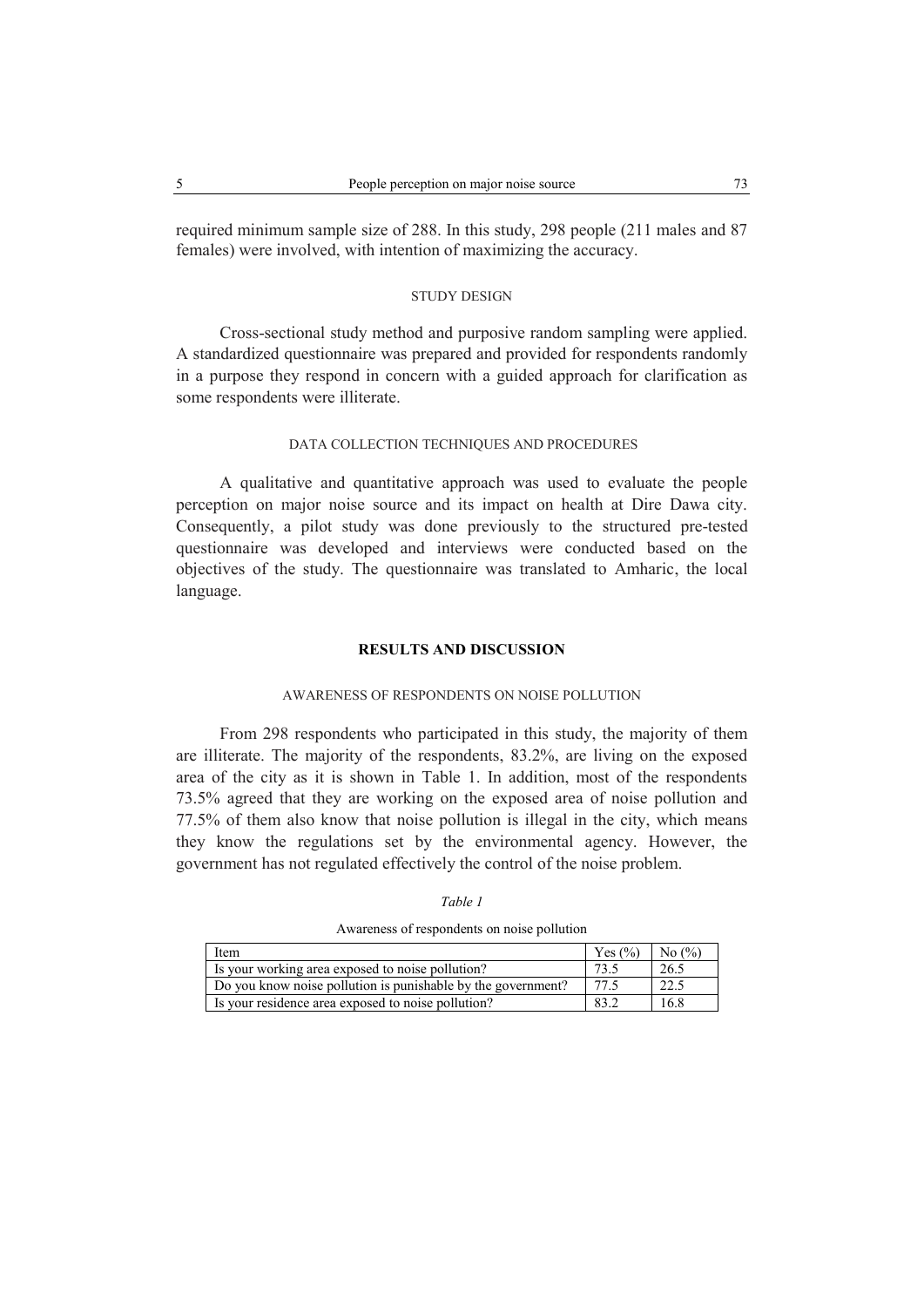required minimum sample size of 288. In this study, 298 people (211 males and 87 females) were involved, with intention of maximizing the accuracy.

### STUDY DESIGN

Cross-sectional study method and purposive random sampling were applied. A standardized questionnaire was prepared and provided for respondents randomly in a purpose they respond in concern with a guided approach for clarification as some respondents were illiterate.

### DATA COLLECTION TECHNIQUES AND PROCEDURES

A qualitative and quantitative approach was used to evaluate the people perception on major noise source and its impact on health at Dire Dawa city. Consequently, a pilot study was done previously to the structured pre-tested questionnaire was developed and interviews were conducted based on the objectives of the study. The questionnaire was translated to Amharic, the local language.

## RESULTS AND DISCUSSION

### AWARENESS OF RESPONDENTS ON NOISE POLLUTION

From 298 respondents who participated in this study, the majority of them are illiterate. The majority of the respondents, 83.2%, are living on the exposed area of the city as it is shown in Table 1. In addition, most of the respondents 73.5% agreed that they are working on the exposed area of noise pollution and 77.5% of them also know that noise pollution is illegal in the city, which means they know the regulations set by the environmental agency. However, the government has not regulated effectively the control of the noise problem.

*Table 1*

Awareness of respondents on noise pollution

| Item | Yes (%) | No (%) |
|---|---|---|
| Is your working area exposed to noise pollution? | 73.5 | 26.5 |
| Do you know noise pollution is punishable by the government? | 77.5 | 22.5 |
| Is your residence area exposed to noise pollution? | 83.2 | 16.8 |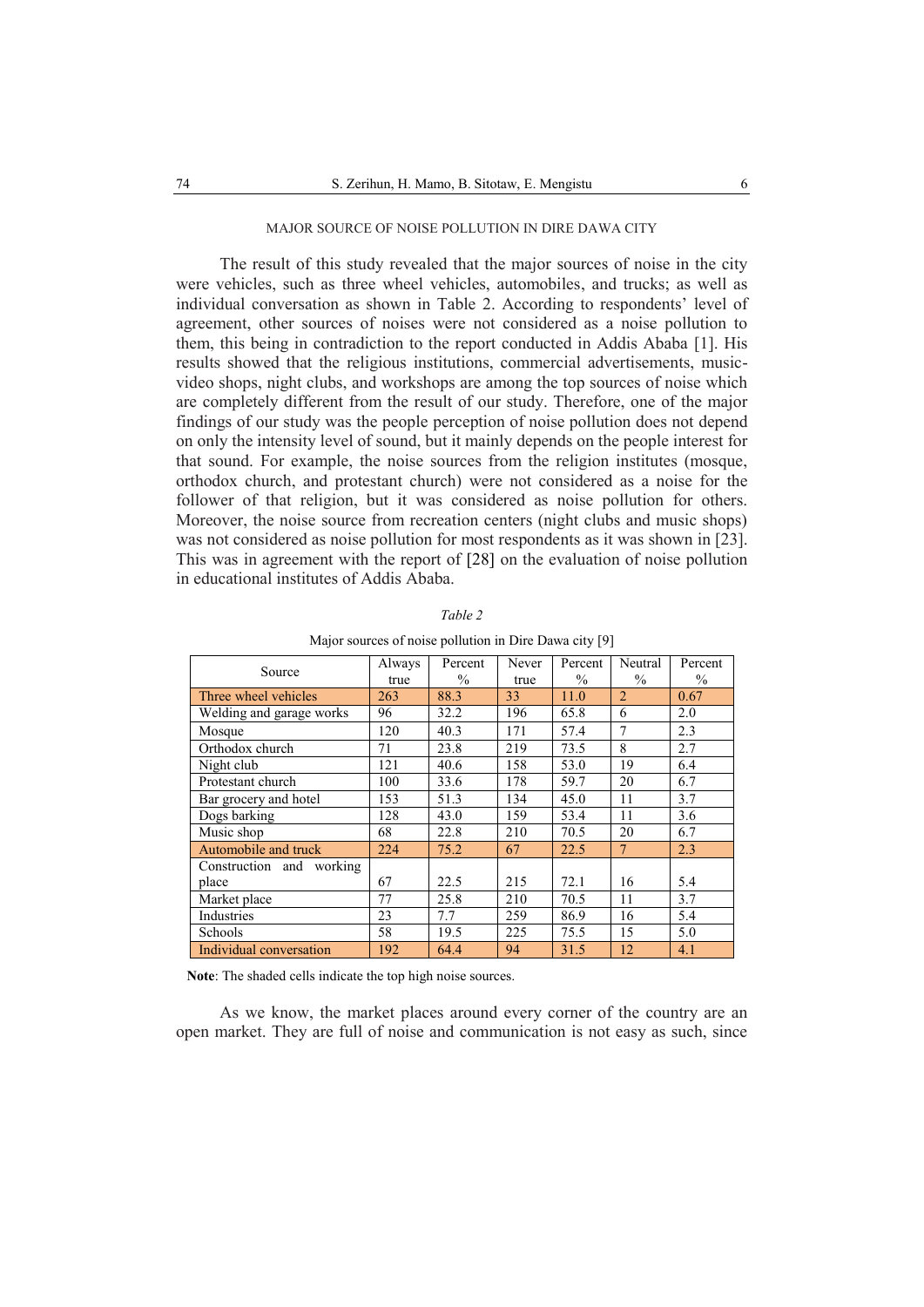## MAJOR SOURCE OF NOISE POLLUTION IN DIRE DAWA CITY

The result of this study revealed that the major sources of noise in the city were vehicles, such as three wheel vehicles, automobiles, and trucks; as well as individual conversation as shown in Table 2. According to respondents' level of agreement, other sources of noises were not considered as a noise pollution to them, this being in contradiction to the report conducted in Addis Ababa [1]. His results showed that the religious institutions, commercial advertisements, music-video shops, night clubs, and workshops are among the top sources of noise which are completely different from the result of our study. Therefore, one of the major findings of our study was the people perception of noise pollution does not depend on only the intensity level of sound, but it mainly depends on the people interest for that sound. For example, the noise sources from the religion institutes (mosque, orthodox church, and protestant church) were not considered as a noise for the follower of that religion, but it was considered as noise pollution for others. Moreover, the noise source from recreation centers (night clubs and music shops) was not considered as noise pollution for most respondents as it was shown in [23]. This was in agreement with the report of [28] on the evaluation of noise pollution in educational institutes of Addis Ababa.

*Table 2*

Major sources of noise pollution in Dire Dawa city [9]

| Source | Always true | Percent % | Never true | Percent % | Neutral % | Percent % |
|---|---|---|---|---|---|---|
| Three wheel vehicles | 263 | 88.3 | 33 | 11.0 | 2 | 0.67 |
| Welding and garage works | 96 | 32.2 | 196 | 65.8 | 6 | 2.0 |
| Mosque | 120 | 40.3 | 171 | 57.4 | 7 | 2.3 |
| Orthodox church | 71 | 23.8 | 219 | 73.5 | 8 | 2.7 |
| Night club | 121 | 40.6 | 158 | 53.0 | 19 | 6.4 |
| Protestant church | 100 | 33.6 | 178 | 59.7 | 20 | 6.7 |
| Bar grocery and hotel | 153 | 51.3 | 134 | 45.0 | 11 | 3.7 |
| Dogs barking | 128 | 43.0 | 159 | 53.4 | 11 | 3.6 |
| Music shop | 68 | 22.8 | 210 | 70.5 | 20 | 6.7 |
| Automobile and truck | 224 | 75.2 | 67 | 22.5 | 7 | 2.3 |
| Construction and working place | 67 | 22.5 | 215 | 72.1 | 16 | 5.4 |
| Market place | 77 | 25.8 | 210 | 70.5 | 11 | 3.7 |
| Industries | 23 | 7.7 | 259 | 86.9 | 16 | 5.4 |
| Schools | 58 | 19.5 | 225 | 75.5 | 15 | 5.0 |
| Individual conversation | 192 | 64.4 | 94 | 31.5 | 12 | 4.1 |

**Note**: The shaded cells indicate the top high noise sources.

As we know, the market places around every corner of the country are an open market. They are full of noise and communication is not easy as such, since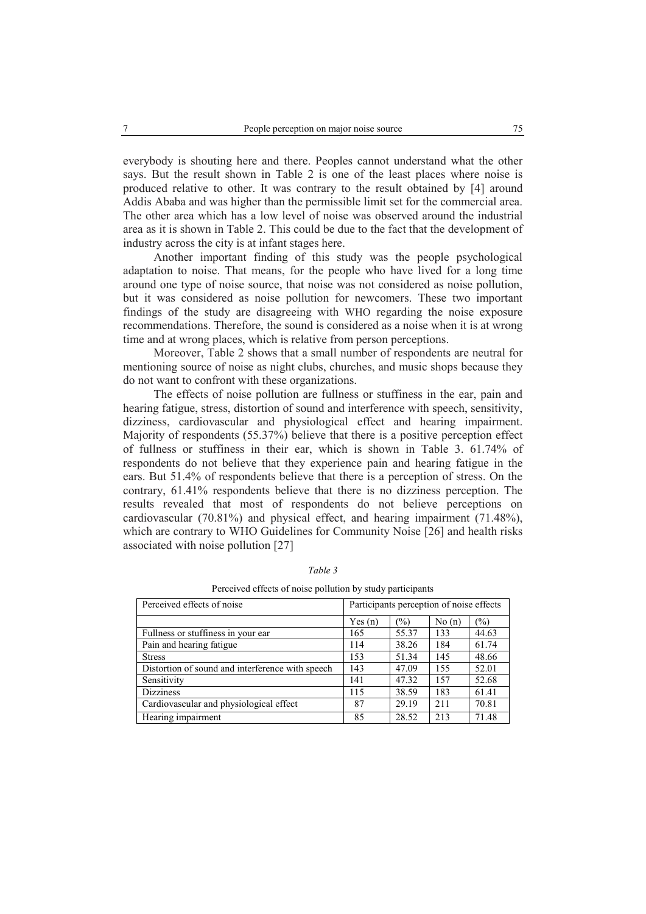everybody is shouting here and there. Peoples cannot understand what the other says. But the result shown in Table 2 is one of the least places where noise is produced relative to other. It was contrary to the result obtained by [4] around Addis Ababa and was higher than the permissible limit set for the commercial area. The other area which has a low level of noise was observed around the industrial area as it is shown in Table 2. This could be due to the fact that the development of industry across the city is at infant stages here.

Another important finding of this study was the people psychological adaptation to noise. That means, for the people who have lived for a long time around one type of noise source, that noise was not considered as noise pollution, but it was considered as noise pollution for newcomers. These two important findings of the study are disagreeing with WHO regarding the noise exposure recommendations. Therefore, the sound is considered as a noise when it is at wrong time and at wrong places, which is relative from person perceptions.

Moreover, Table 2 shows that a small number of respondents are neutral for mentioning source of noise as night clubs, churches, and music shops because they do not want to confront with these organizations.

The effects of noise pollution are fullness or stuffiness in the ear, pain and hearing fatigue, stress, distortion of sound and interference with speech, sensitivity, dizziness, cardiovascular and physiological effect and hearing impairment. Majority of respondents (55.37%) believe that there is a positive perception effect of fullness or stuffiness in their ear, which is shown in Table 3. 61.74% of respondents do not believe that they experience pain and hearing fatigue in the ears. But 51.4% of respondents believe that there is a perception of stress. On the contrary, 61.41% respondents believe that there is no dizziness perception. The results revealed that most of respondents do not believe perceptions on cardiovascular (70.81%) and physical effect, and hearing impairment (71.48%), which are contrary to WHO Guidelines for Community Noise [26] and health risks associated with noise pollution [27]

*Table 3*

Perceived effects of noise pollution by study participants

| Perceived effects of noise | Participants perception of noise effects | | | |
|---|---|---|---|---|
| | Yes (n) | (%) | No (n) | (%) |
| Fullness or stuffiness in your ear | 165 | 55.37 | 133 | 44.63 |
| Pain and hearing fatigue | 114 | 38.26 | 184 | 61.74 |
| Stress | 153 | 51.34 | 145 | 48.66 |
| Distortion of sound and interference with speech | 143 | 47.09 | 155 | 52.01 |
| Sensitivity | 141 | 47.32 | 157 | 52.68 |
| Dizziness | 115 | 38.59 | 183 | 61.41 |
| Cardiovascular and physiological effect | 87 | 29.19 | 211 | 70.81 |
| Hearing impairment | 85 | 28.52 | 213 | 71.48 |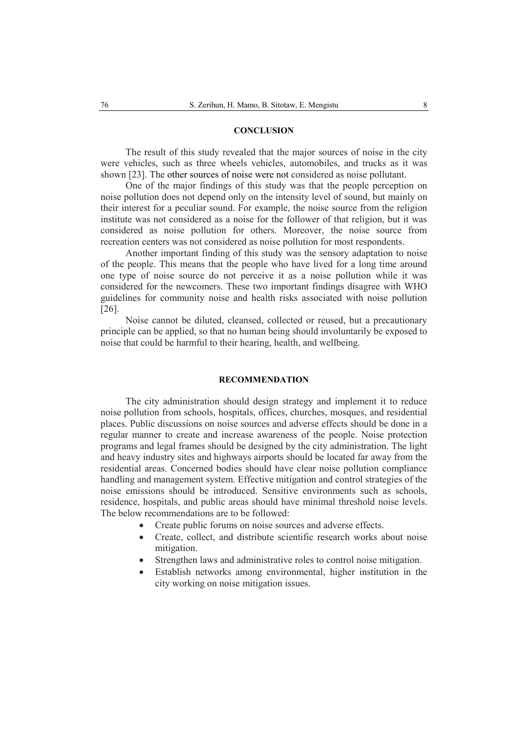## CONCLUSION

The result of this study revealed that the major sources of noise in the city were vehicles, such as three wheels vehicles, automobiles, and trucks as it was shown [23]. The other sources of noise were not considered as noise pollutant.

One of the major findings of this study was that the people perception on noise pollution does not depend only on the intensity level of sound, but mainly on their interest for a peculiar sound. For example, the noise source from the religion institute was not considered as a noise for the follower of that religion, but it was considered as noise pollution for others. Moreover, the noise source from recreation centers was not considered as noise pollution for most respondents.

Another important finding of this study was the sensory adaptation to noise of the people. This means that the people who have lived for a long time around one type of noise source do not perceive it as a noise pollution while it was considered for the newcomers. These two important findings disagree with WHO guidelines for community noise and health risks associated with noise pollution [26].

Noise cannot be diluted, cleansed, collected or reused, but a precautionary principle can be applied, so that no human being should involuntarily be exposed to noise that could be harmful to their hearing, health, and wellbeing.

## RECOMMENDATION

The city administration should design strategy and implement it to reduce noise pollution from schools, hospitals, offices, churches, mosques, and residential places. Public discussions on noise sources and adverse effects should be done in a regular manner to create and increase awareness of the people. Noise protection programs and legal frames should be designed by the city administration. The light and heavy industry sites and highways airports should be located far away from the residential areas. Concerned bodies should have clear noise pollution compliance handling and management system. Effective mitigation and control strategies of the noise emissions should be introduced. Sensitive environments such as schools, residence, hospitals, and public areas should have minimal threshold noise levels. The below recommendations are to be followed:

- Create public forums on noise sources and adverse effects.
- Create, collect, and distribute scientific research works about noise mitigation.
- Strengthen laws and administrative roles to control noise mitigation.
- Establish networks among environmental, higher institution in the city working on noise mitigation issues.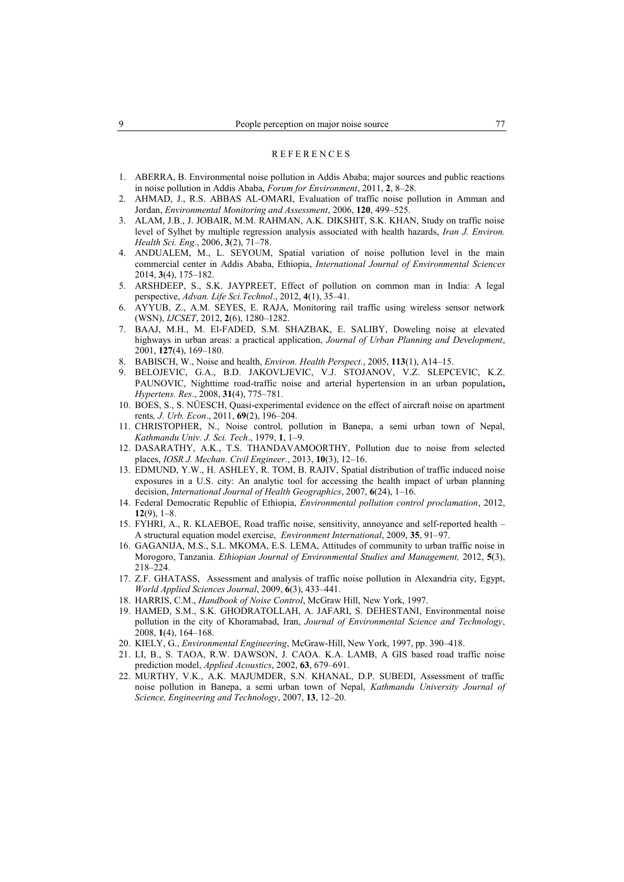## REFERENCES

1. ABERRA, B. Environmental noise pollution in Addis Ababa; major sources and public reactions in noise pollution in Addis Ababa, *Forum for Environment*, 2011, **2**, 8–28.
2. AHMAD, J., R.S. ABBAS AL-OMARI, Evaluation of traffic noise pollution in Amman and Jordan, *Environmental Monitoring and Assessment*, 2006, **120**, 499–525.
3. ALAM, J.B., J. JOBAIR, M.M. RAHMAN, A.K. DIKSHIT, S.K. KHAN, Study on traffic noise level of Sylhet by multiple regression analysis associated with health hazards, *Iran J. Environ. Health Sci. Eng.*, 2006, **3**(2), 71–78.
4. ANDUALEM, M., L. SEYOUM, Spatial variation of noise pollution level in the main commercial center in Addis Ababa, Ethiopia, *International Journal of Environmental Sciences* 2014, **3**(4), 175–182.
5. ARSHDEEP, S., S.K. JAYPREET, Effect of pollution on common man in India: A legal perspective, *Advan. Life Sci.Technol*., 2012, **4**(1), 35–41.
6. AYYUB, Z., A.M. SEYES, E. RAJA, Monitoring rail traffic using wireless sensor network (WSN), *IJCSET*, 2012, **2**(6), 1280–1282.
7. BAAJ, M.H., M. El-FADED, S.M. SHAZBAK, E. SALIBY, Doweling noise at elevated highways in urban areas: a practical application, *Journal of Urban Planning and Development*, 2001, **127**(4), 169–180.
8. BABISCH, W., Noise and health, *Environ. Health Perspect.*, 2005, **113**(1), A14–15.
9. BELOJEVIC, G.A., B.D. JAKOVLJEVIC, V.J. STOJANOV, V.Z. SLEPCEVIC, K.Z. PAUNOVIC, Nighttime road-traffic noise and arterial hypertension in an urban population**,** *Hypertens. Res*., 2008, **31**(4), 775–781.
10. BOES, S., S. NÜESCH, Quasi-experimental evidence on the effect of aircraft noise on apartment rents*, J. Urb. Econ*., 2011, **69**(2), 196–204.
11. CHRISTOPHER, N., Noise control, pollution in Banepa, a semi urban town of Nepal, *Kathmandu Univ. J. Sci. Tech*., 1979, **1**, 1–9.
12. DASARATHY, A.K., T.S. THANDAVAMOORTHY, Pollution due to noise from selected places, *IOSR J. Mechan. Civil Engineer*., 2013, **10**(3), 12–16.
13. EDMUND, Y.W., H. ASHLEY, R. TOM, B. RAJIV, Spatial distribution of traffic induced noise exposures in a U.S. city: An analytic tool for accessing the health impact of urban planning decision, *International Journal of Health Geographics*, 2007, **6**(24), 1–16.
14. Federal Democratic Republic of Ethiopia, *Environmental pollution control proclamation*, 2012, **12**(9), 1–8.
15. FYHRI, A., R. KLAEBOE, Road traffic noise, sensitivity, annoyance and self-reported health – A structural equation model exercise, *Environment International*, 2009, **35**, 91–97.
16. GAGANIJA, M.S., S.L. MKOMA, E.S. LEMA, Attitudes of community to urban traffic noise in Morogoro, Tanzania. *Ethiopian Journal of Environmental Studies and Management,* 2012, **5**(3), 218–224.
17. Z.F. GHATASS, Assessment and analysis of traffic noise pollution in Alexandria city, Egypt, *World Applied Sciences Journal*, 2009, **6**(3), 433–441.
18. HARRIS, C.M., *Handbook of Noise Control*, McGraw Hill, New York, 1997.
19. HAMED, S.M., S.K. GHODRATOLLAH, A. JAFARI, S. DEHESTANI, Environmental noise pollution in the city of Khoramabad, Iran, *Journal of Environmental Science and Technology*, 2008, **1**(4), 164–168.
20. KIELY, G., *Environmental Engineering*, McGraw-Hill, New York, 1997, pp. 390–418.
21. LI, B., S. TAOA, R.W. DAWSON, J. CAOA. K.A. LAMB, A GIS based road traffic noise prediction model, *Applied Acoustics*, 2002, **63**, 679–691.
22. MURTHY, V.K., A.K. MAJUMDER, S.N. KHANAL, D.P. SUBEDI, Assessment of traffic noise pollution in Banepa, a semi urban town of Nepal, *Kathmandu University Journal of Science, Engineering and Technology*, 2007, **13**, 12–20.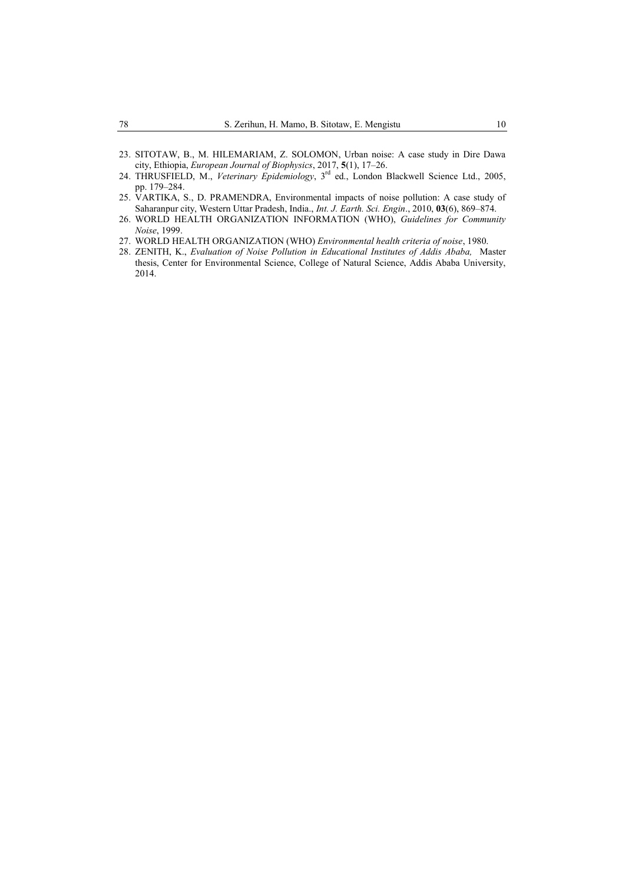23. SITOTAW, B., M. HILEMARIAM, Z. SOLOMON, Urban noise: A case study in Dire Dawa city, Ethiopia, *European Journal of Biophysics*, 2017, **5**(1), 17–26.
24. THRUSFIELD, M., *Veterinary Epidemiology*, 3rd ed., London Blackwell Science Ltd., 2005, pp. 179–284.
25. VARTIKA, S., D. PRAMENDRA, Environmental impacts of noise pollution: A case study of Saharanpur city, Western Uttar Pradesh, India., *Int. J. Earth. Sci. Engin*., 2010, **03**(6), 869–874.
26. WORLD HEALTH ORGANIZATION INFORMATION (WHO), *Guidelines for Community Noise*, 1999.
27. WORLD HEALTH ORGANIZATION (WHO) *Environmental health criteria of noise*, 1980.
28. ZENITH, K., *Evaluation of Noise Pollution in Educational Institutes of Addis Ababa,* Master thesis, Center for Environmental Science, College of Natural Science, Addis Ababa University, 2014.